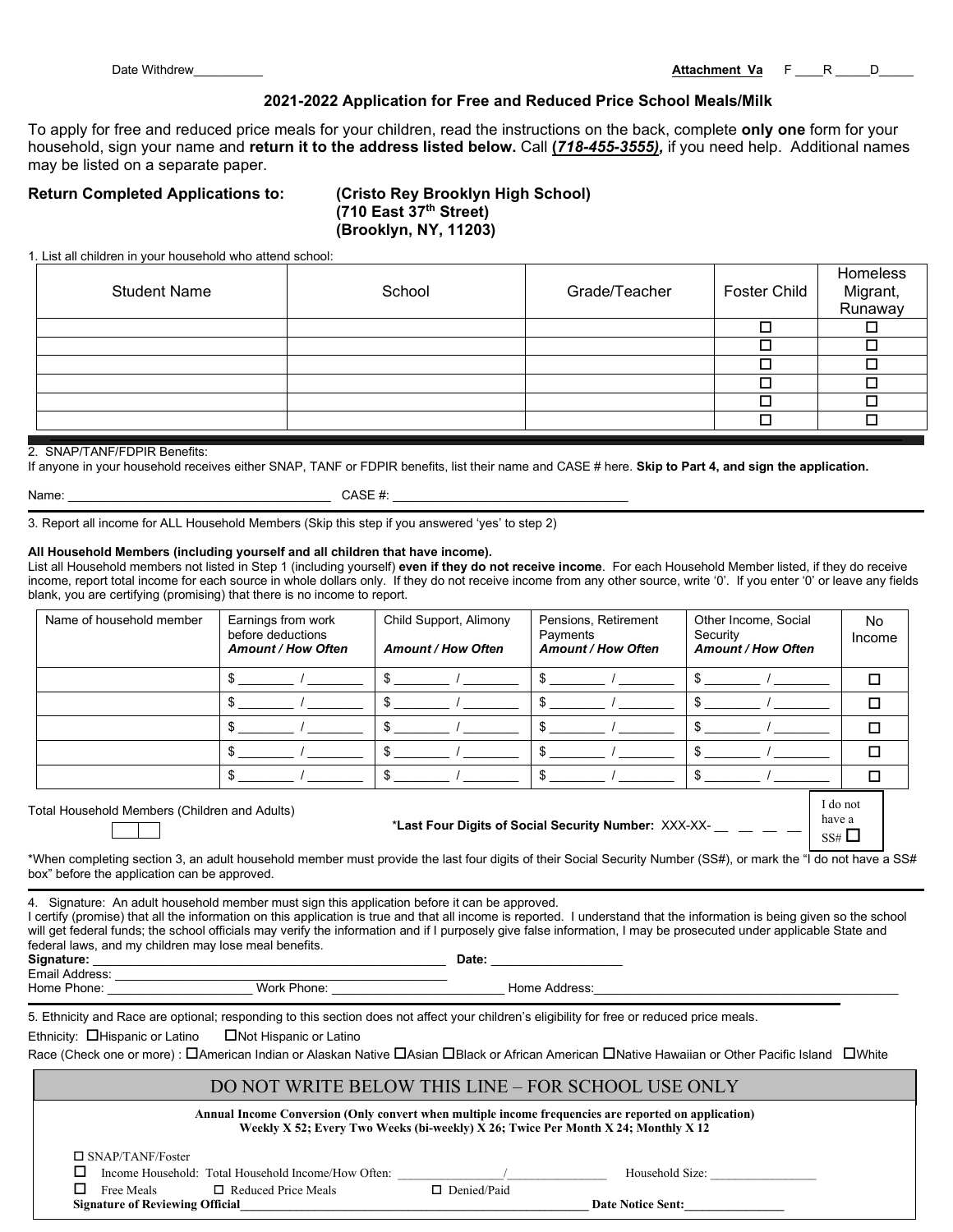Date Withdrew__________ **Attachment Va** F ____R _____D_____

## 2021-2022 Application for Free and Reduced Price School Meals/Milk

To apply for free and reduced price meals for your children, read the instructions on the back, complete **only one** form for your household, sign your name and **return it to the address listed below.** Call **(*718-455-3555*),** if you need help. Additional names may be listed on a separate paper.

**Return Completed Applications to:** **(Cristo Rey Brooklyn High School)**
**(710 East 37th Street)**
**(Brooklyn, NY, 11203)**

1. List all children in your household who attend school:

| Student Name | School | Grade/Teacher | Foster Child | Homeless Migrant, Runaway |
|---|---|---|---|---|
| | | | ☐ | ☐ |
| | | | ☐ | ☐ |
| | | | ☐ | ☐ |
| | | | ☐ | ☐ |
| | | | ☐ | ☐ |
| | | | ☐ | ☐ |

2. SNAP/TANF/FDPIR Benefits:
If anyone in your household receives either SNAP, TANF or FDPIR benefits, list their name and CASE # here. **Skip to Part 4, and sign the application.**

Name: _____________________________________ CASE #: _________________________________

3. Report all income for ALL Household Members (Skip this step if you answered 'yes' to step 2)

**All Household Members (including yourself and all children that have income).**
List all Household members not listed in Step 1 (including yourself) **even if they do not receive income**. For each Household Member listed, if they do receive income, report total income for each source in whole dollars only. If they do not receive income from any other source, write '0'. If you enter '0' or leave any fields blank, you are certifying (promising) that there is no income to report.

| Name of household member | Earnings from work before deductions ***Amount / How Often*** | Child Support, Alimony ***Amount / How Often*** | Pensions, Retirement Payments ***Amount / How Often*** | Other Income, Social Security ***Amount / How Often*** | No Income |
|---|---|---|---|---|---|
| | $ ________ / ________ | $ ________ / ________ | $ ________ / ________ | $ ________ / ________ | ☐ |
| | $ ________ / ________ | $ ________ / ________ | $ ________ / ________ | $ ________ / ________ | ☐ |
| | $ ________ / ________ | $ ________ / ________ | $ ________ / ________ | $ ________ / ________ | ☐ |
| | $ ________ / ________ | $ ________ / ________ | $ ________ / ________ | $ ________ / ________ | ☐ |
| | $ ________ / ________ | $ ________ / ________ | $ ________ / ________ | $ ________ / ________ | ☐ |

Total Household Members (Children and Adults) ☐☐

\***Last Four Digits of Social Security Number:** XXX-XX- __ __ __ __ I do not have a SS# ☐

\*When completing section 3, an adult household member must provide the last four digits of their Social Security Number (SS#), or mark the "I do not have a SS# box" before the application can be approved.

4. Signature: An adult household member must sign this application before it can be approved.
I certify (promise) that all the information on this application is true and that all income is reported. I understand that the information is being given so the school will get federal funds; the school officials may verify the information and if I purposely give false information, I may be prosecuted under applicable State and federal laws, and my children may lose meal benefits.

**Signature:** _____________________________________________________ **Date:** ___________________
Email Address: _____________________________________________________
Home Phone: _____________________ Work Phone: ________________________ Home Address:_____________________________________________

5. Ethnicity and Race are optional; responding to this section does not affect your children's eligibility for free or reduced price meals.

Ethnicity: ☐Hispanic or Latino ☐Not Hispanic or Latino

Race (Check one or more) : ☐American Indian or Alaskan Native ☐Asian ☐Black or African American ☐Native Hawaiian or Other Pacific Island ☐White

### DO NOT WRITE BELOW THIS LINE – FOR SCHOOL USE ONLY

**Annual Income Conversion (Only convert when multiple income frequencies are reported on application)**
**Weekly X 52; Every Two Weeks (bi-weekly) X 26; Twice Per Month X 24; Monthly X 12**

☐ SNAP/TANF/Foster

☐ Income Household: Total Household Income/How Often: ________________/________________ Household Size: _________________

☐ Free Meals ☐ Reduced Price Meals ☐ Denied/Paid

**Signature of Reviewing Official**________________________________________________________ **Date Notice Sent:**________________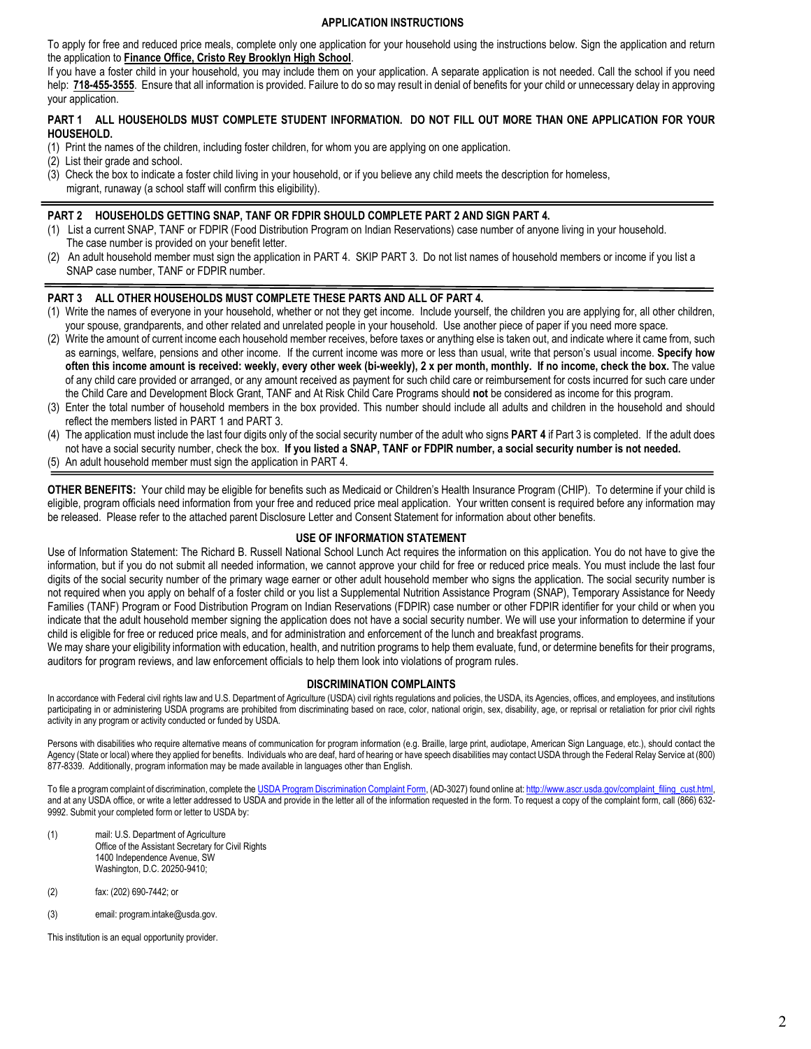## APPLICATION INSTRUCTIONS

To apply for free and reduced price meals, complete only one application for your household using the instructions below. Sign the application and return the application to **Finance Office, Cristo Rey Brooklyn High School**.

If you have a foster child in your household, you may include them on your application. A separate application is not needed. Call the school if you need help: **718-455-3555**. Ensure that all information is provided. Failure to do so may result in denial of benefits for your child or unnecessary delay in approving your application.

**PART 1 ALL HOUSEHOLDS MUST COMPLETE STUDENT INFORMATION. DO NOT FILL OUT MORE THAN ONE APPLICATION FOR YOUR HOUSEHOLD.**

(1) Print the names of the children, including foster children, for whom you are applying on one application.
(2) List their grade and school.
(3) Check the box to indicate a foster child living in your household, or if you believe any child meets the description for homeless, migrant, runaway (a school staff will confirm this eligibility).

**PART 2 HOUSEHOLDS GETTING SNAP, TANF OR FDPIR SHOULD COMPLETE PART 2 AND SIGN PART 4.**

(1) List a current SNAP, TANF or FDPIR (Food Distribution Program on Indian Reservations) case number of anyone living in your household. The case number is provided on your benefit letter.
(2) An adult household member must sign the application in PART 4. SKIP PART 3. Do not list names of household members or income if you list a SNAP case number, TANF or FDPIR number.

**PART 3 ALL OTHER HOUSEHOLDS MUST COMPLETE THESE PARTS AND ALL OF PART 4.**

(1) Write the names of everyone in your household, whether or not they get income. Include yourself, the children you are applying for, all other children, your spouse, grandparents, and other related and unrelated people in your household. Use another piece of paper if you need more space.
(2) Write the amount of current income each household member receives, before taxes or anything else is taken out, and indicate where it came from, such as earnings, welfare, pensions and other income. If the current income was more or less than usual, write that person's usual income. **Specify how often this income amount is received: weekly, every other week (bi-weekly), 2 x per month, monthly. If no income, check the box.** The value of any child care provided or arranged, or any amount received as payment for such child care or reimbursement for costs incurred for such care under the Child Care and Development Block Grant, TANF and At Risk Child Care Programs should **not** be considered as income for this program.
(3) Enter the total number of household members in the box provided. This number should include all adults and children in the household and should reflect the members listed in PART 1 and PART 3.
(4) The application must include the last four digits only of the social security number of the adult who signs **PART 4** if Part 3 is completed. If the adult does not have a social security number, check the box. **If you listed a SNAP, TANF or FDPIR number, a social security number is not needed.**
(5) An adult household member must sign the application in PART 4.

**OTHER BENEFITS:** Your child may be eligible for benefits such as Medicaid or Children's Health Insurance Program (CHIP). To determine if your child is eligible, program officials need information from your free and reduced price meal application. Your written consent is required before any information may be released. Please refer to the attached parent Disclosure Letter and Consent Statement for information about other benefits.

## USE OF INFORMATION STATEMENT

Use of Information Statement: The Richard B. Russell National School Lunch Act requires the information on this application. You do not have to give the information, but if you do not submit all needed information, we cannot approve your child for free or reduced price meals. You must include the last four digits of the social security number of the primary wage earner or other adult household member who signs the application. The social security number is not required when you apply on behalf of a foster child or you list a Supplemental Nutrition Assistance Program (SNAP), Temporary Assistance for Needy Families (TANF) Program or Food Distribution Program on Indian Reservations (FDPIR) case number or other FDPIR identifier for your child or when you indicate that the adult household member signing the application does not have a social security number. We will use your information to determine if your child is eligible for free or reduced price meals, and for administration and enforcement of the lunch and breakfast programs.

We may share your eligibility information with education, health, and nutrition programs to help them evaluate, fund, or determine benefits for their programs, auditors for program reviews, and law enforcement officials to help them look into violations of program rules.

## DISCRIMINATION COMPLAINTS

In accordance with Federal civil rights law and U.S. Department of Agriculture (USDA) civil rights regulations and policies, the USDA, its Agencies, offices, and employees, and institutions participating in or administering USDA programs are prohibited from discriminating based on race, color, national origin, sex, disability, age, or reprisal or retaliation for prior civil rights activity in any program or activity conducted or funded by USDA.

Persons with disabilities who require alternative means of communication for program information (e.g. Braille, large print, audiotape, American Sign Language, etc.), should contact the Agency (State or local) where they applied for benefits. Individuals who are deaf, hard of hearing or have speech disabilities may contact USDA through the Federal Relay Service at (800) 877-8339. Additionally, program information may be made available in languages other than English.

To file a program complaint of discrimination, complete the USDA Program Discrimination Complaint Form, (AD-3027) found online at: http://www.ascr.usda.gov/complaint_filing_cust.html, and at any USDA office, or write a letter addressed to USDA and provide in the letter all of the information requested in the form. To request a copy of the complaint form, call (866) 632-9992. Submit your completed form or letter to USDA by:

(1) mail: U.S. Department of Agriculture
Office of the Assistant Secretary for Civil Rights
1400 Independence Avenue, SW
Washington, D.C. 20250-9410;

(2) fax: (202) 690-7442; or

(3) email: program.intake@usda.gov.

This institution is an equal opportunity provider.